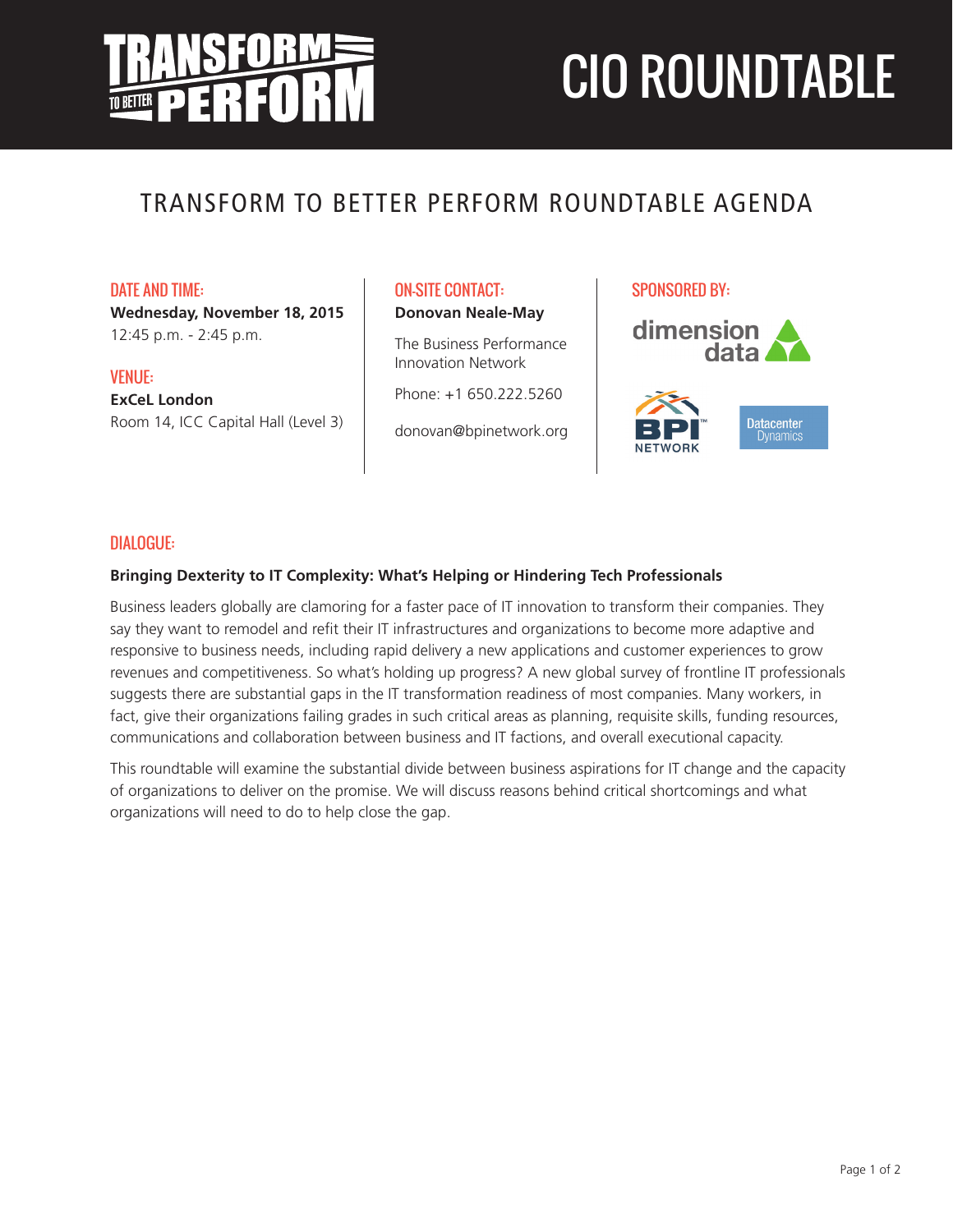# TRANSFORM TO BETTER PERFORM

# CIO ROUNDTABLE

## TRANSFORM TO BETTER PERFORM ROUNDTABLE AGENDA

**DATE AND TIME:**
**Wednesday, November 18, 2015**
12:45 p.m. - 2:45 p.m.

**VENUE:**
**ExCeL London**
Room 14, ICC Capital Hall (Level 3)

**ON-SITE CONTACT:**
**Donovan Neale-May**

The Business Performance Innovation Network

Phone: +1 650.222.5260

donovan@bpinetwork.org

**SPONSORED BY:**
dimension data
BPI NETWORK
Datacenter Dynamics

**DIALOGUE:**

**Bringing Dexterity to IT Complexity: What's Helping or Hindering Tech Professionals**

Business leaders globally are clamoring for a faster pace of IT innovation to transform their companies. They say they want to remodel and refit their IT infrastructures and organizations to become more adaptive and responsive to business needs, including rapid delivery a new applications and customer experiences to grow revenues and competitiveness. So what's holding up progress? A new global survey of frontline IT professionals suggests there are substantial gaps in the IT transformation readiness of most companies. Many workers, in fact, give their organizations failing grades in such critical areas as planning, requisite skills, funding resources, communications and collaboration between business and IT factions, and overall executional capacity.

This roundtable will examine the substantial divide between business aspirations for IT change and the capacity of organizations to deliver on the promise. We will discuss reasons behind critical shortcomings and what organizations will need to do to help close the gap.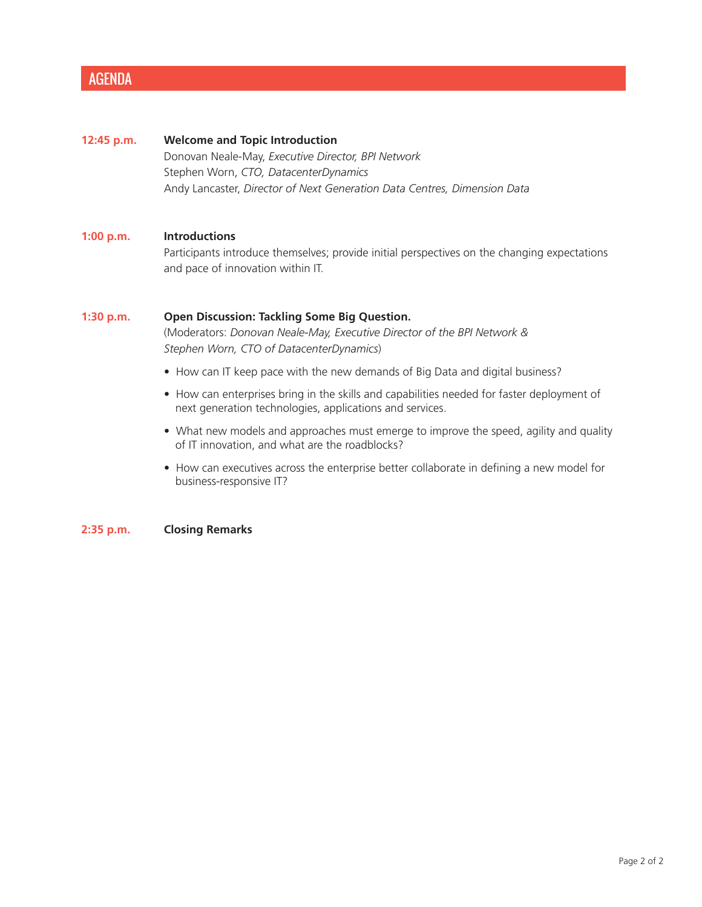## AGENDA

**12:45 p.m.** **Welcome and Topic Introduction**

Donovan Neale-May, *Executive Director, BPI Network*
Stephen Worn, *CTO, DatacenterDynamics*
Andy Lancaster, *Director of Next Generation Data Centres, Dimension Data*

**1:00 p.m.** **Introductions**

Participants introduce themselves; provide initial perspectives on the changing expectations and pace of innovation within IT.

**1:30 p.m.** **Open Discussion: Tackling Some Big Question.**

(Moderators: *Donovan Neale-May, Executive Director of the BPI Network & Stephen Worn, CTO of DatacenterDynamics*)

- How can IT keep pace with the new demands of Big Data and digital business?
- How can enterprises bring in the skills and capabilities needed for faster deployment of next generation technologies, applications and services.
- What new models and approaches must emerge to improve the speed, agility and quality of IT innovation, and what are the roadblocks?
- How can executives across the enterprise better collaborate in defining a new model for business-responsive IT?

**2:35 p.m.** **Closing Remarks**